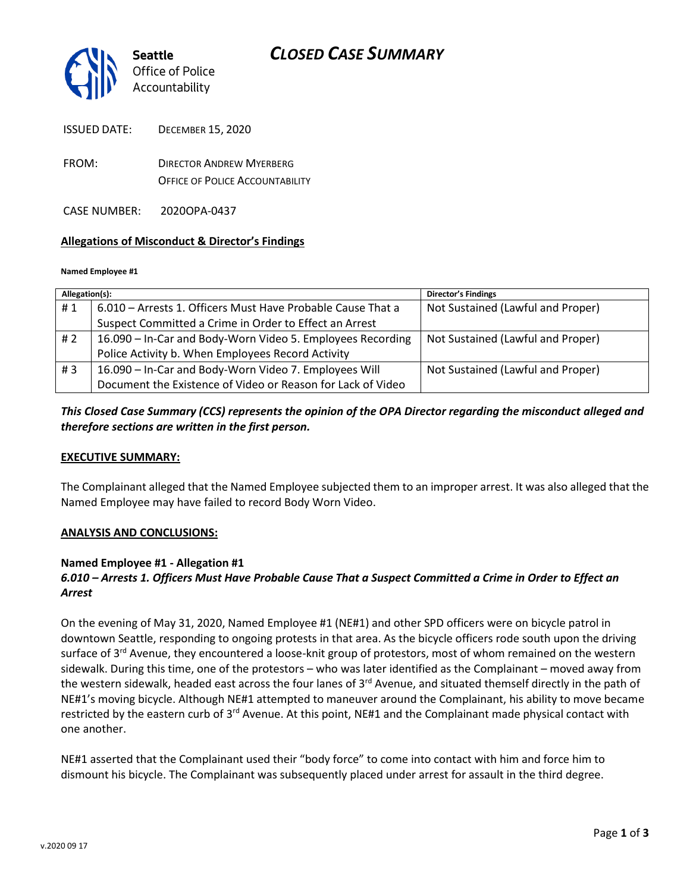Seattle
Office of Police Accountability

# CLOSED CASE SUMMARY

ISSUED DATE: DECEMBER 15, 2020

FROM: DIRECTOR ANDREW MYERBERG
OFFICE OF POLICE ACCOUNTABILITY

CASE NUMBER: 2020OPA-0437

## Allegations of Misconduct & Director's Findings

**Named Employee #1**

| Allegation(s): | | Director's Findings |
|---|---|---|
| # 1 | 6.010 – Arrests 1. Officers Must Have Probable Cause That a Suspect Committed a Crime in Order to Effect an Arrest | Not Sustained (Lawful and Proper) |
| # 2 | 16.090 – In-Car and Body-Worn Video 5. Employees Recording Police Activity b. When Employees Record Activity | Not Sustained (Lawful and Proper) |
| # 3 | 16.090 – In-Car and Body-Worn Video 7. Employees Will Document the Existence of Video or Reason for Lack of Video | Not Sustained (Lawful and Proper) |

***This Closed Case Summary (CCS) represents the opinion of the OPA Director regarding the misconduct alleged and therefore sections are written in the first person.***

**EXECUTIVE SUMMARY:**

The Complainant alleged that the Named Employee subjected them to an improper arrest. It was also alleged that the Named Employee may have failed to record Body Worn Video.

**ANALYSIS AND CONCLUSIONS:**

**Named Employee #1 - Allegation #1**
***6.010 – Arrests 1. Officers Must Have Probable Cause That a Suspect Committed a Crime in Order to Effect an Arrest***

On the evening of May 31, 2020, Named Employee #1 (NE#1) and other SPD officers were on bicycle patrol in downtown Seattle, responding to ongoing protests in that area. As the bicycle officers rode south upon the driving surface of 3rd Avenue, they encountered a loose-knit group of protestors, most of whom remained on the western sidewalk. During this time, one of the protestors – who was later identified as the Complainant – moved away from the western sidewalk, headed east across the four lanes of 3rd Avenue, and situated themself directly in the path of NE#1's moving bicycle. Although NE#1 attempted to maneuver around the Complainant, his ability to move became restricted by the eastern curb of 3rd Avenue. At this point, NE#1 and the Complainant made physical contact with one another.

NE#1 asserted that the Complainant used their "body force" to come into contact with him and force him to dismount his bicycle. The Complainant was subsequently placed under arrest for assault in the third degree.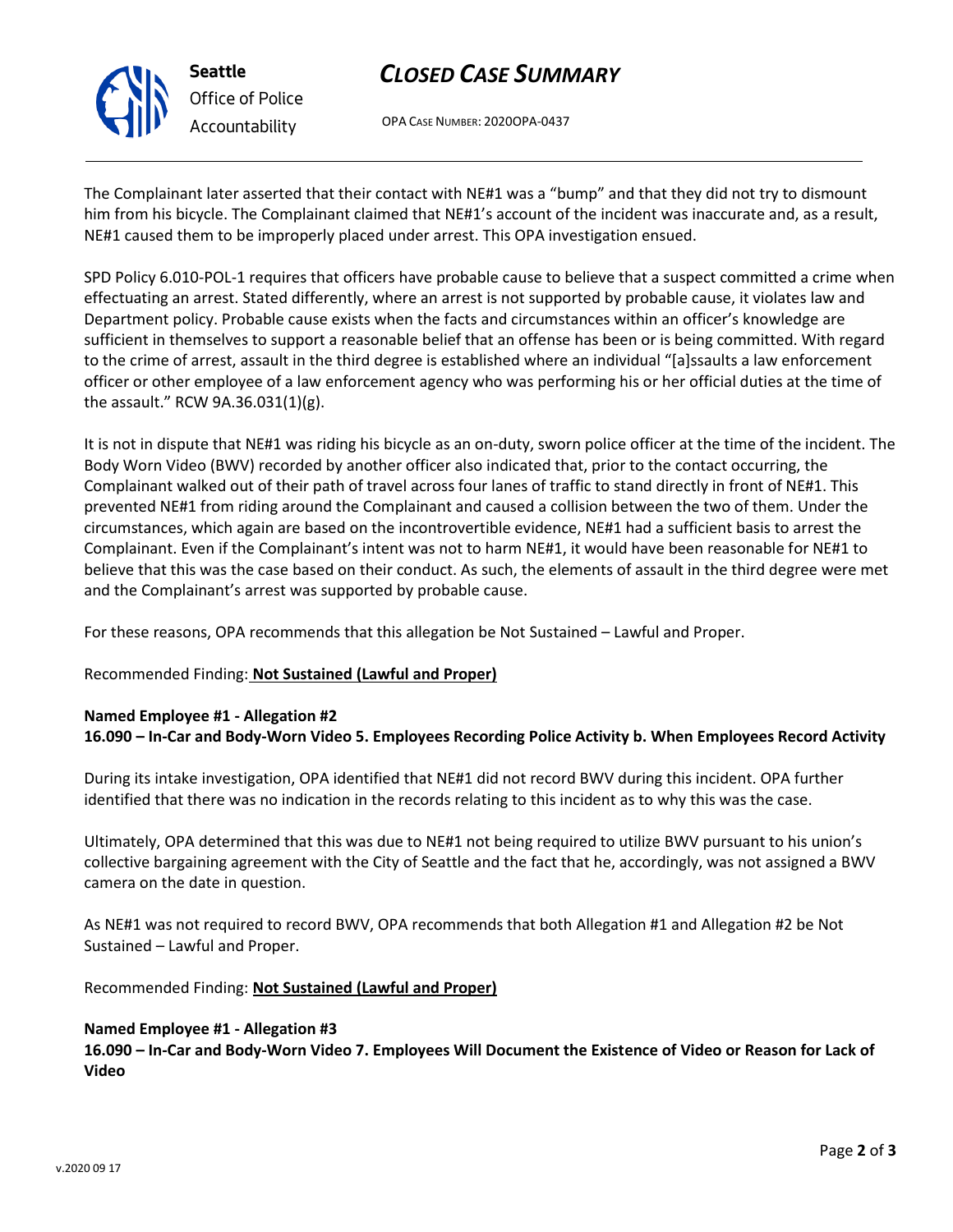The Complainant later asserted that their contact with NE#1 was a "bump" and that they did not try to dismount him from his bicycle. The Complainant claimed that NE#1's account of the incident was inaccurate and, as a result, NE#1 caused them to be improperly placed under arrest. This OPA investigation ensued.

SPD Policy 6.010-POL-1 requires that officers have probable cause to believe that a suspect committed a crime when effectuating an arrest. Stated differently, where an arrest is not supported by probable cause, it violates law and Department policy. Probable cause exists when the facts and circumstances within an officer's knowledge are sufficient in themselves to support a reasonable belief that an offense has been or is being committed. With regard to the crime of arrest, assault in the third degree is established where an individual "[a]ssaults a law enforcement officer or other employee of a law enforcement agency who was performing his or her official duties at the time of the assault." RCW 9A.36.031(1)(g).

It is not in dispute that NE#1 was riding his bicycle as an on-duty, sworn police officer at the time of the incident. The Body Worn Video (BWV) recorded by another officer also indicated that, prior to the contact occurring, the Complainant walked out of their path of travel across four lanes of traffic to stand directly in front of NE#1. This prevented NE#1 from riding around the Complainant and caused a collision between the two of them. Under the circumstances, which again are based on the incontrovertible evidence, NE#1 had a sufficient basis to arrest the Complainant. Even if the Complainant's intent was not to harm NE#1, it would have been reasonable for NE#1 to believe that this was the case based on their conduct. As such, the elements of assault in the third degree were met and the Complainant's arrest was supported by probable cause.

For these reasons, OPA recommends that this allegation be Not Sustained – Lawful and Proper.

Recommended Finding: **Not Sustained (Lawful and Proper)**

**Named Employee #1 - Allegation #2**
**16.090 – In-Car and Body-Worn Video 5. Employees Recording Police Activity b. When Employees Record Activity**

During its intake investigation, OPA identified that NE#1 did not record BWV during this incident. OPA further identified that there was no indication in the records relating to this incident as to why this was the case.

Ultimately, OPA determined that this was due to NE#1 not being required to utilize BWV pursuant to his union's collective bargaining agreement with the City of Seattle and the fact that he, accordingly, was not assigned a BWV camera on the date in question.

As NE#1 was not required to record BWV, OPA recommends that both Allegation #1 and Allegation #2 be Not Sustained – Lawful and Proper.

Recommended Finding: **Not Sustained (Lawful and Proper)**

**Named Employee #1 - Allegation #3**
**16.090 – In-Car and Body-Worn Video 7. Employees Will Document the Existence of Video or Reason for Lack of Video**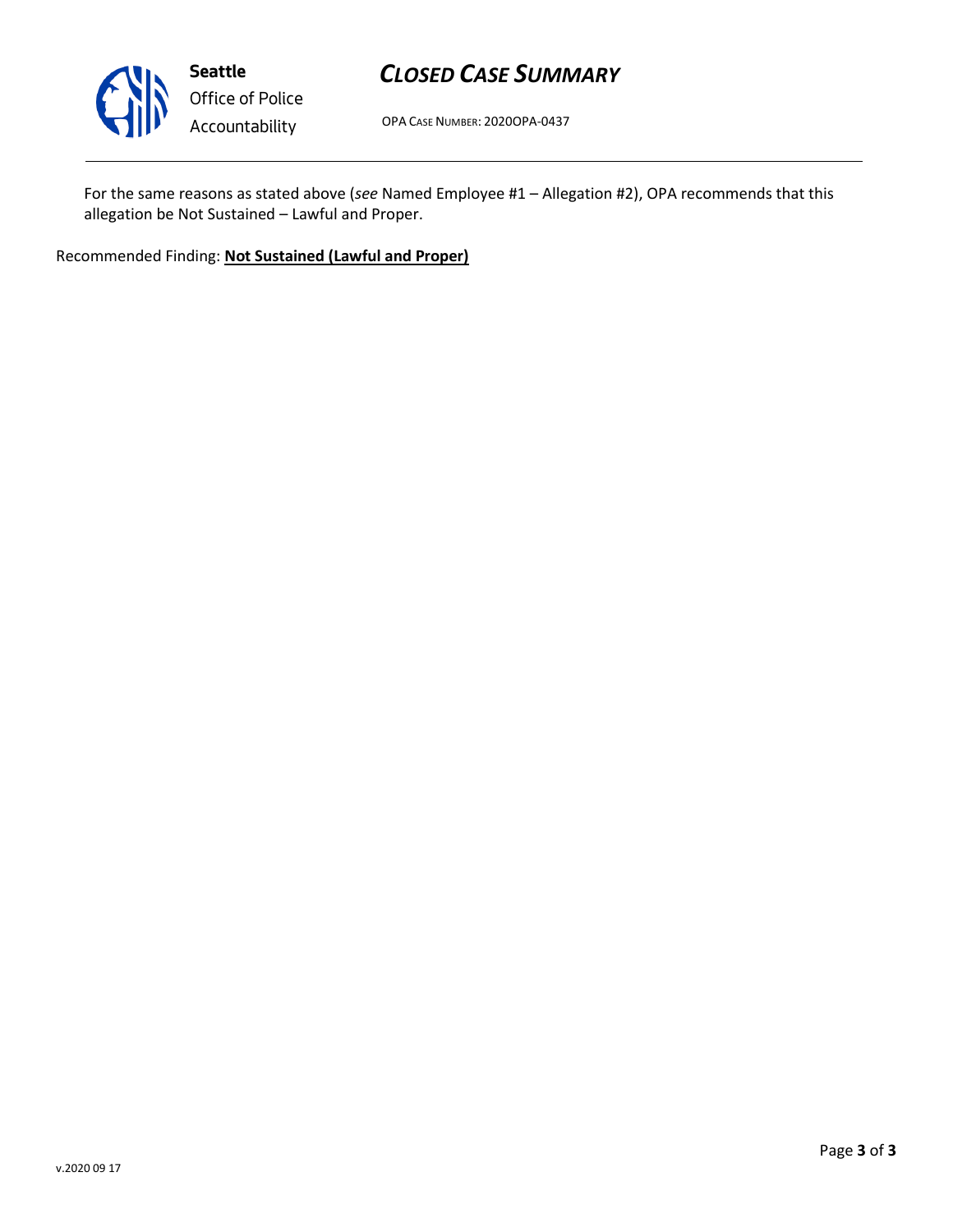For the same reasons as stated above (*see* Named Employee #1 – Allegation #2), OPA recommends that this allegation be Not Sustained – Lawful and Proper.

Recommended Finding: **Not Sustained (Lawful and Proper)**